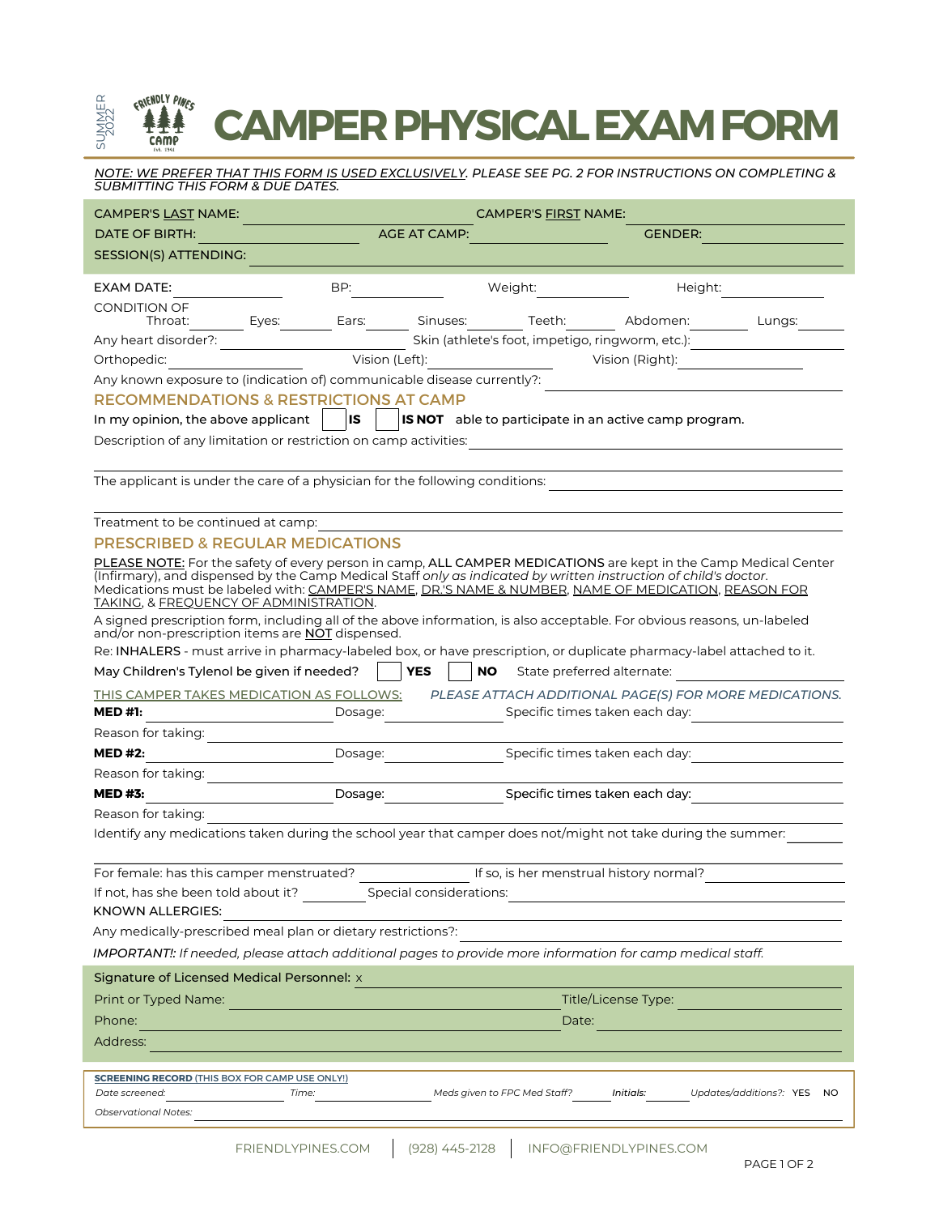SUMMER 2022

FRIENDLY PINES CAMP Est. 1941

# CAMPER PHYSICAL EXAM FORM

*NOTE: WE PREFER THAT THIS FORM IS USED EXCLUSIVELY. PLEASE SEE PG. 2 FOR INSTRUCTIONS ON COMPLETING & SUBMITTING THIS FORM & DUE DATES.*

CAMPER'S LAST NAME: ______________________ CAMPER'S FIRST NAME: ______________________

DATE OF BIRTH: ______________ AGE AT CAMP: ______________ GENDER: ______________

SESSION(S) ATTENDING: ______________________________________________

EXAM DATE: __________ BP: __________ Weight: __________ Height: __________

CONDITION OF Throat: ______ Eyes: ______ Ears: ______ Sinuses: ______ Teeth: ______ Abdomen: ______ Lungs: ______

Any heart disorder?: ______________ Skin (athlete's foot, impetigo, ringworm, etc.): ______________

Orthopedic: ______________ Vision (Left): ______________ Vision (Right): ______________

Any known exposure to (indication of) communicable disease currently?: ______________

## RECOMMENDATIONS & RESTRICTIONS AT CAMP

In my opinion, the above applicant ☐ **IS** ☐ **IS NOT** able to participate in an active camp program.

Description of any limitation or restriction on camp activities: ______________________________

The applicant is under the care of a physician for the following conditions: ______________________________

Treatment to be continued at camp: ______________________________

## PRESCRIBED & REGULAR MEDICATIONS

PLEASE NOTE: For the safety of every person in camp, **ALL CAMPER MEDICATIONS** are kept in the Camp Medical Center (Infirmary), and dispensed by the Camp Medical Staff *only as indicated by written instruction of child's doctor*. Medications must be labeled with: CAMPER'S NAME, DR.'S NAME & NUMBER, NAME OF MEDICATION, REASON FOR TAKING, & FREQUENCY OF ADMINISTRATION.

A signed prescription form, including all of the above information, is also acceptable. For obvious reasons, un-labeled and/or non-prescription items are NOT dispensed.

Re: **INHALERS** - must arrive in pharmacy-labeled box, or have prescription, or duplicate pharmacy-label attached to it.

May Children's Tylenol be given if needed? ☐ **YES** ☐ **NO** State preferred alternate: ______________

THIS CAMPER TAKES MEDICATION AS FOLLOWS: *PLEASE ATTACH ADDITIONAL PAGE(S) FOR MORE MEDICATIONS.*

**MED #1:** ______________ Dosage: ______________ Specific times taken each day: ______________

Reason for taking: ______________________________

**MED #2:** ______________ Dosage: ______________ Specific times taken each day: ______________

Reason for taking: ______________________________

**MED #3:** ______________ Dosage: ______________ Specific times taken each day: ______________

Reason for taking: ______________________________

Identify any medications taken during the school year that camper does not/might not take during the summer: ______________

For female: has this camper menstruated? ______________ If so, is her menstrual history normal? ______________

If not, has she been told about it? ______________ Special considerations: ______________

KNOWN ALLERGIES: ______________________________

Any medically-prescribed meal plan or dietary restrictions?: ______________________________

*IMPORTANT!: If needed, please attach additional pages to provide more information for camp medical staff.*

Signature of Licensed Medical Personnel: x ______________________________

Print or Typed Name: ______________________ Title/License Type: ______________

Phone: ______________________ Date: ______________

Address: ______________________________

**SCREENING RECORD** (THIS BOX FOR CAMP USE ONLY!)

*Date screened:* __________ *Time:* __________ *Meds given to FPC Med Staff?* __________ ***Initials:*** __________ *Updates/additions?:* YES NO

*Observational Notes:* ______________________________

FRIENDLYPINES.COM | (928) 445-2128 | INFO@FRIENDLYPINES.COM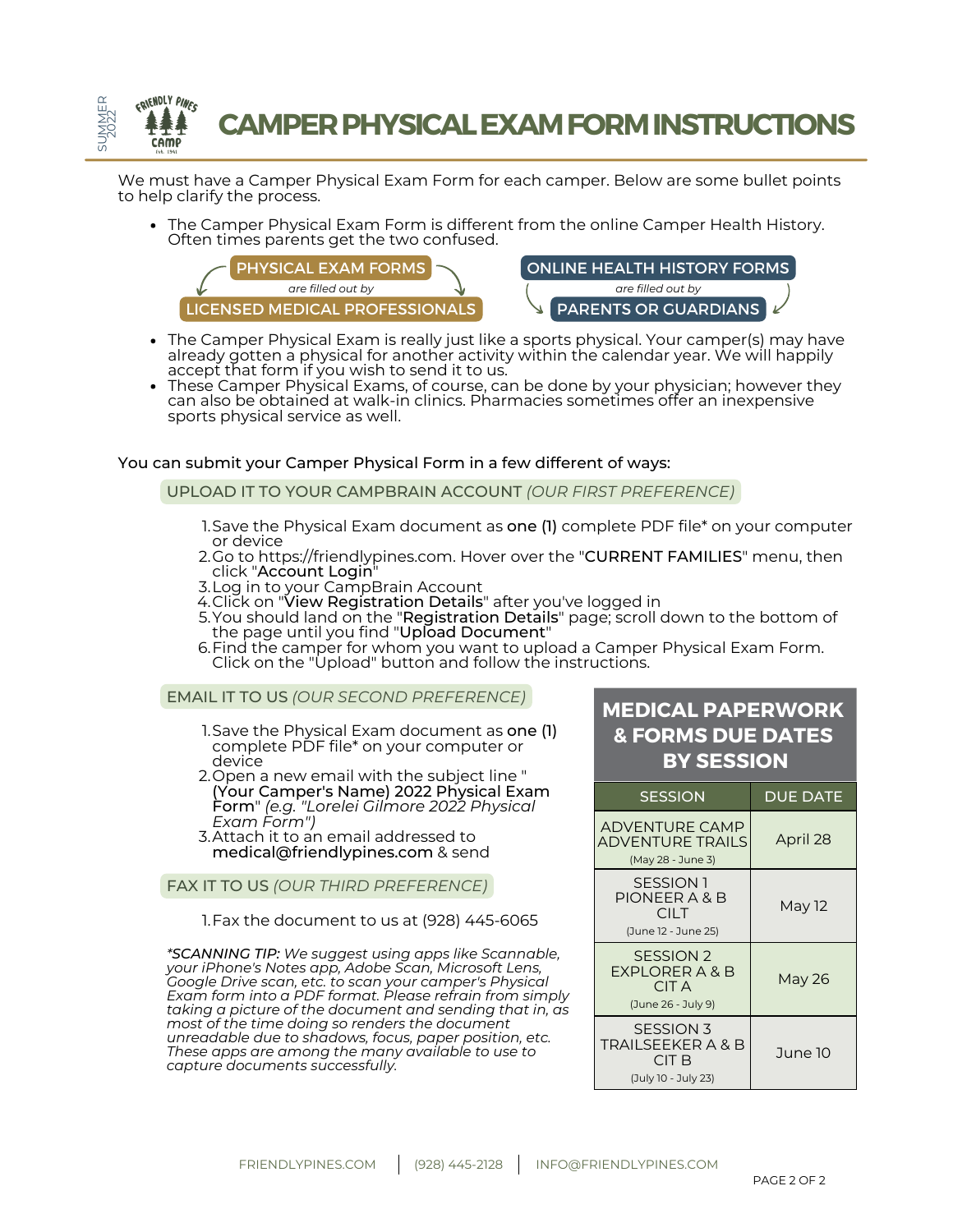SUMMER 2022

# CAMPER PHYSICAL EXAM FORM INSTRUCTIONS

We must have a Camper Physical Exam Form for each camper. Below are some bullet points to help clarify the process.

- The Camper Physical Exam Form is different from the online Camper Health History. Often times parents get the two confused.

PHYSICAL EXAM FORMS *are filled out by* LICENSED MEDICAL PROFESSIONALS

ONLINE HEALTH HISTORY FORMS *are filled out by* PARENTS OR GUARDIANS

- The Camper Physical Exam is really just like a sports physical. Your camper(s) may have already gotten a physical for another activity within the calendar year. We will happily accept that form if you wish to send it to us.
- These Camper Physical Exams, of course, can be done by your physician; however they can also be obtained at walk-in clinics. Pharmacies sometimes offer an inexpensive sports physical service as well.

You can submit your Camper Physical Form in a few different ways:

### UPLOAD IT TO YOUR CAMPBRAIN ACCOUNT *(OUR FIRST PREFERENCE)*

1. Save the Physical Exam document as **one (1)** complete PDF file* on your computer or device
2. Go to https://friendlypines.com. Hover over the "**CURRENT FAMILIES**" menu, then click "**Account Login**"
3. Log in to your CampBrain Account
4. Click on "**View Registration Details**" after you've logged in
5. You should land on the "**Registration Details**" page; scroll down to the bottom of the page until you find "**Upload Document**"
6. Find the camper for whom you want to upload a Camper Physical Exam Form. Click on the "Upload" button and follow the instructions.

### EMAIL IT TO US *(OUR SECOND PREFERENCE)*

1. Save the Physical Exam document as **one (1)** complete PDF file* on your computer or device
2. Open a new email with the subject line "**(Your Camper's Name) 2022 Physical Exam Form**" *(e.g. "Lorelei Gilmore 2022 Physical Exam Form")*
3. Attach it to an email addressed to **medical@friendlypines.com** & send

### FAX IT TO US *(OUR THIRD PREFERENCE)*

1. Fax the document to us at (928) 445-6065

*\*SCANNING TIP: We suggest using apps like Scannable, your iPhone's Notes app, Adobe Scan, Microsoft Lens, Google Drive scan, etc. to scan your camper's Physical Exam form into a PDF format. Please refrain from simply taking a picture of the document and sending that in, as most of the time doing so renders the document unreadable due to shadows, focus, paper position, etc. These apps are among the many available to use to capture documents successfully.*

## MEDICAL PAPERWORK & FORMS DUE DATES BY SESSION

| SESSION | DUE DATE |
|---|---|
| ADVENTURE CAMP ADVENTURE TRAILS (May 28 - June 3) | April 28 |
| SESSION 1 PIONEER A & B CILT (June 12 - June 25) | May 12 |
| SESSION 2 EXPLORER A & B CIT A (June 26 - July 9) | May 26 |
| SESSION 3 TRAILSEEKER A & B CIT B (July 10 - July 23) | June 10 |

FRIENDLYPINES.COM | (928) 445-2128 | INFO@FRIENDLYPINES.COM